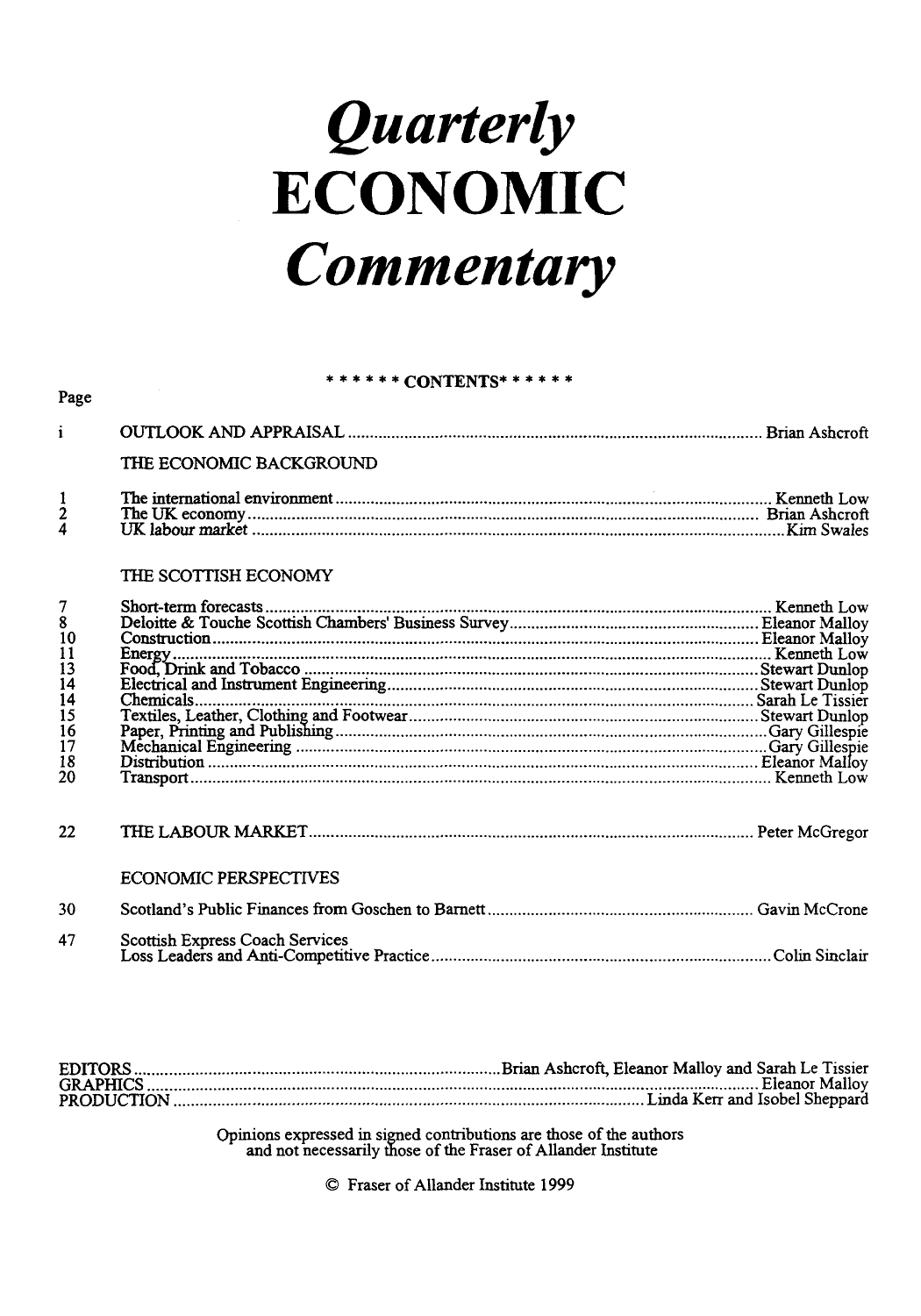# *Quarterly* ECONOMIC *Commentary*

\* \* \* \* \* \* CONTENTS\* \* \* \* \* \*

| Page | | |
|---|---|---|
| i | OUTLOOK AND APPRAISAL | Brian Ashcroft |
| | THE ECONOMIC BACKGROUND | |
| 1 | The international environment | Kenneth Low |
| 2 | The UK economy | Brian Ashcroft |
| 4 | UK labour market | Kim Swales |
| | THE SCOTTISH ECONOMY | |
| 7 | Short-term forecasts | Kenneth Low |
| 8 | Deloitte & Touche Scottish Chambers' Business Survey | Eleanor Malloy |
| 10 | Construction | Eleanor Malloy |
| 11 | Energy | Kenneth Low |
| 13 | Food, Drink and Tobacco | Stewart Dunlop |
| 14 | Electrical and Instrument Engineering | Stewart Dunlop |
| 14 | Chemicals | Sarah Le Tissier |
| 15 | Textiles, Leather, Clothing and Footwear | Stewart Dunlop |
| 16 | Paper, Printing and Publishing | Gary Gillespie |
| 17 | Mechanical Engineering | Gary Gillespie |
| 18 | Distribution | Eleanor Malloy |
| 20 | Transport | Kenneth Low |
| 22 | THE LABOUR MARKET | Peter McGregor |
| | ECONOMIC PERSPECTIVES | |
| 30 | Scotland's Public Finances from Goschen to Barnett | Gavin McCrone |
| 47 | Scottish Express Coach Services Loss Leaders and Anti-Competitive Practice | Colin Sinclair |

EDITORS ........ Brian Ashcroft, Eleanor Malloy and Sarah Le Tissier
GRAPHICS ........ Eleanor Malloy
PRODUCTION ........ Linda Kerr and Isobel Sheppard

Opinions expressed in signed contributions are those of the authors and not necessarily those of the Fraser of Allander Institute

© Fraser of Allander Institute 1999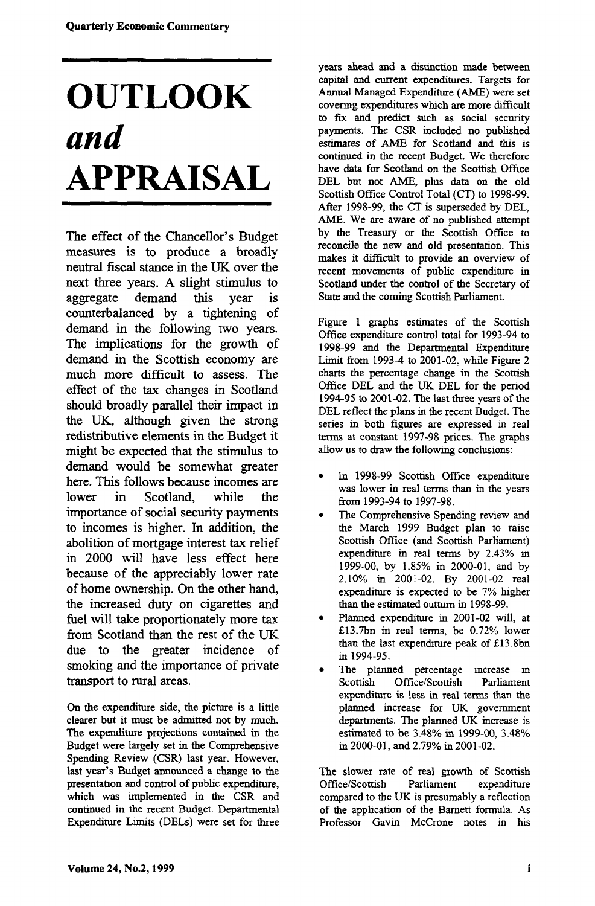# OUTLOOK *and* APPRAISAL

The effect of the Chancellor's Budget measures is to produce a broadly neutral fiscal stance in the UK over the next three years. A slight stimulus to aggregate demand this year is counterbalanced by a tightening of demand in the following two years. The implications for the growth of demand in the Scottish economy are much more difficult to assess. The effect of the tax changes in Scotland should broadly parallel their impact in the UK, although given the strong redistributive elements in the Budget it might be expected that the stimulus to demand would be somewhat greater here. This follows because incomes are lower in Scotland, while the importance of social security payments to incomes is higher. In addition, the abolition of mortgage interest tax relief in 2000 will have less effect here because of the appreciably lower rate of home ownership. On the other hand, the increased duty on cigarettes and fuel will take proportionately more tax from Scotland than the rest of the UK due to the greater incidence of smoking and the importance of private transport to rural areas.

On the expenditure side, the picture is a little clearer but it must be admitted not by much. The expenditure projections contained in the Budget were largely set in the Comprehensive Spending Review (CSR) last year. However, last year's Budget announced a change to the presentation and control of public expenditure, which was implemented in the CSR and continued in the recent Budget. Departmental Expenditure Limits (DELs) were set for three years ahead and a distinction made between capital and current expenditures. Targets for Annual Managed Expenditure (AME) were set covering expenditures which are more difficult to fix and predict such as social security payments. The CSR included no published estimates of AME for Scotland and this is continued in the recent Budget. We therefore have data for Scotland on the Scottish Office DEL but not AME, plus data on the old Scottish Office Control Total (CT) to 1998-99. After 1998-99, the CT is superseded by DEL, AME. We are aware of no published attempt by the Treasury or the Scottish Office to reconcile the new and old presentation. This makes it difficult to provide an overview of recent movements of public expenditure in Scotland under the control of the Secretary of State and the coming Scottish Parliament.

Figure 1 graphs estimates of the Scottish Office expenditure control total for 1993-94 to 1998-99 and the Departmental Expenditure Limit from 1993-4 to 2001-02, while Figure 2 charts the percentage change in the Scottish Office DEL and the UK DEL for the period 1994-95 to 2001-02. The last three years of the DEL reflect the plans in the recent Budget. The series in both figures are expressed in real terms at constant 1997-98 prices. The graphs allow us to draw the following conclusions:

- In 1998-99 Scottish Office expenditure was lower in real terms than in the years from 1993-94 to 1997-98.
- The Comprehensive Spending review and the March 1999 Budget plan to raise Scottish Office (and Scottish Parliament) expenditure in real terms by 2.43% in 1999-00, by 1.85% in 2000-01, and by 2.10% in 2001-02. By 2001-02 real expenditure is expected to be 7% higher than the estimated outturn in 1998-99.
- Planned expenditure in 2001-02 will, at £13.7bn in real terms, be 0.72% lower than the last expenditure peak of £13.8bn in 1994-95.
- The planned percentage increase in Scottish Office/Scottish Parliament expenditure is less in real terms than the planned increase for UK government departments. The planned UK increase is estimated to be 3.48% in 1999-00, 3.48% in 2000-01, and 2.79% in 2001-02.

The slower rate of real growth of Scottish Office/Scottish Parliament expenditure compared to the UK is presumably a reflection of the application of the Barnett formula. As Professor Gavin McCrone notes in his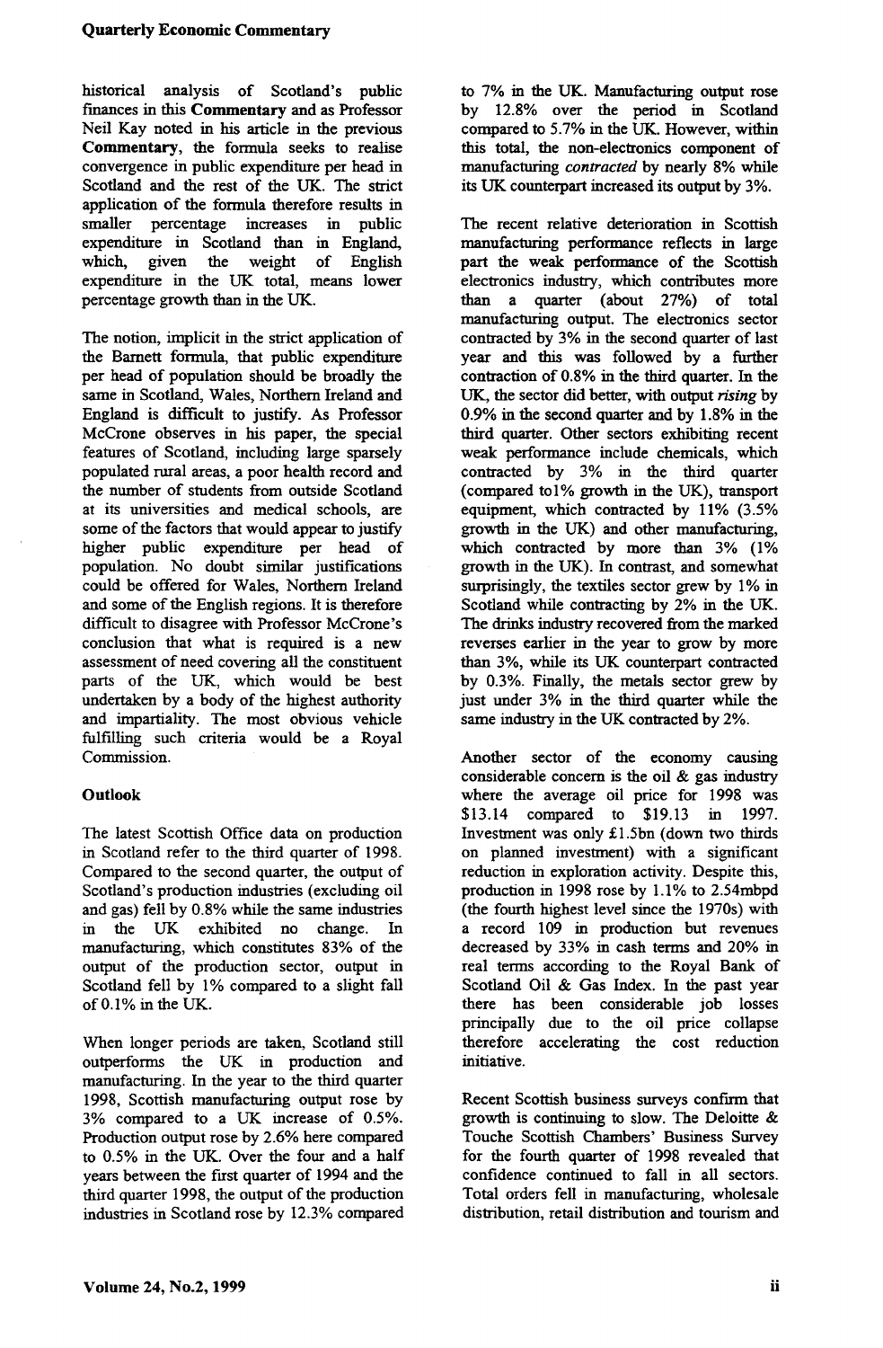historical analysis of Scotland's public finances in this **Commentary** and as Professor Neil Kay noted in his article in the previous **Commentary**, the formula seeks to realise convergence in public expenditure per head in Scotland and the rest of the UK. The strict application of the formula therefore results in smaller percentage increases in public expenditure in Scotland than in England, which, given the weight of English expenditure in the UK total, means lower percentage growth than in the UK.

The notion, implicit in the strict application of the Barnett formula, that public expenditure per head of population should be broadly the same in Scotland, Wales, Northern Ireland and England is difficult to justify. As Professor McCrone observes in his paper, the special features of Scotland, including large sparsely populated rural areas, a poor health record and the number of students from outside Scotland at its universities and medical schools, are some of the factors that would appear to justify higher public expenditure per head of population. No doubt similar justifications could be offered for Wales, Northern Ireland and some of the English regions. It is therefore difficult to disagree with Professor McCrone's conclusion that what is required is a new assessment of need covering all the constituent parts of the UK, which would be best undertaken by a body of the highest authority and impartiality. The most obvious vehicle fulfilling such criteria would be a Royal Commission.

### Outlook

The latest Scottish Office data on production in Scotland refer to the third quarter of 1998. Compared to the second quarter, the output of Scotland's production industries (excluding oil and gas) fell by 0.8% while the same industries in the UK exhibited no change. In manufacturing, which constitutes 83% of the output of the production sector, output in Scotland fell by 1% compared to a slight fall of 0.1% in the UK.

When longer periods are taken, Scotland still outperforms the UK in production and manufacturing. In the year to the third quarter 1998, Scottish manufacturing output rose by 3% compared to a UK increase of 0.5%. Production output rose by 2.6% here compared to 0.5% in the UK. Over the four and a half years between the first quarter of 1994 and the third quarter 1998, the output of the production industries in Scotland rose by 12.3% compared to 7% in the UK. Manufacturing output rose by 12.8% over the period in Scotland compared to 5.7% in the UK. However, within this total, the non-electronics component of manufacturing *contracted* by nearly 8% while its UK counterpart increased its output by 3%.

The recent relative deterioration in Scottish manufacturing performance reflects in large part the weak performance of the Scottish electronics industry, which contributes more than a quarter (about 27%) of total manufacturing output. The electronics sector contracted by 3% in the second quarter of last year and this was followed by a further contraction of 0.8% in the third quarter. In the UK, the sector did better, with output *rising* by 0.9% in the second quarter and by 1.8% in the third quarter. Other sectors exhibiting recent weak performance include chemicals, which contracted by 3% in the third quarter (compared to1% growth in the UK), transport equipment, which contracted by 11% (3.5% growth in the UK) and other manufacturing, which contracted by more than 3% (1% growth in the UK). In contrast, and somewhat surprisingly, the textiles sector grew by 1% in Scotland while contracting by 2% in the UK. The drinks industry recovered from the marked reverses earlier in the year to grow by more than 3%, while its UK counterpart contracted by 0.3%. Finally, the metals sector grew by just under 3% in the third quarter while the same industry in the UK contracted by 2%.

Another sector of the economy causing considerable concern is the oil & gas industry where the average oil price for 1998 was \$13.14 compared to \$19.13 in 1997. Investment was only £1.5bn (down two thirds on planned investment) with a significant reduction in exploration activity. Despite this, production in 1998 rose by 1.1% to 2.54mbpd (the fourth highest level since the 1970s) with a record 109 in production but revenues decreased by 33% in cash terms and 20% in real terms according to the Royal Bank of Scotland Oil & Gas Index. In the past year there has been considerable job losses principally due to the oil price collapse therefore accelerating the cost reduction initiative.

Recent Scottish business surveys confirm that growth is continuing to slow. The Deloitte & Touche Scottish Chambers' Business Survey for the fourth quarter of 1998 revealed that confidence continued to fall in all sectors. Total orders fell in manufacturing, wholesale distribution, retail distribution and tourism and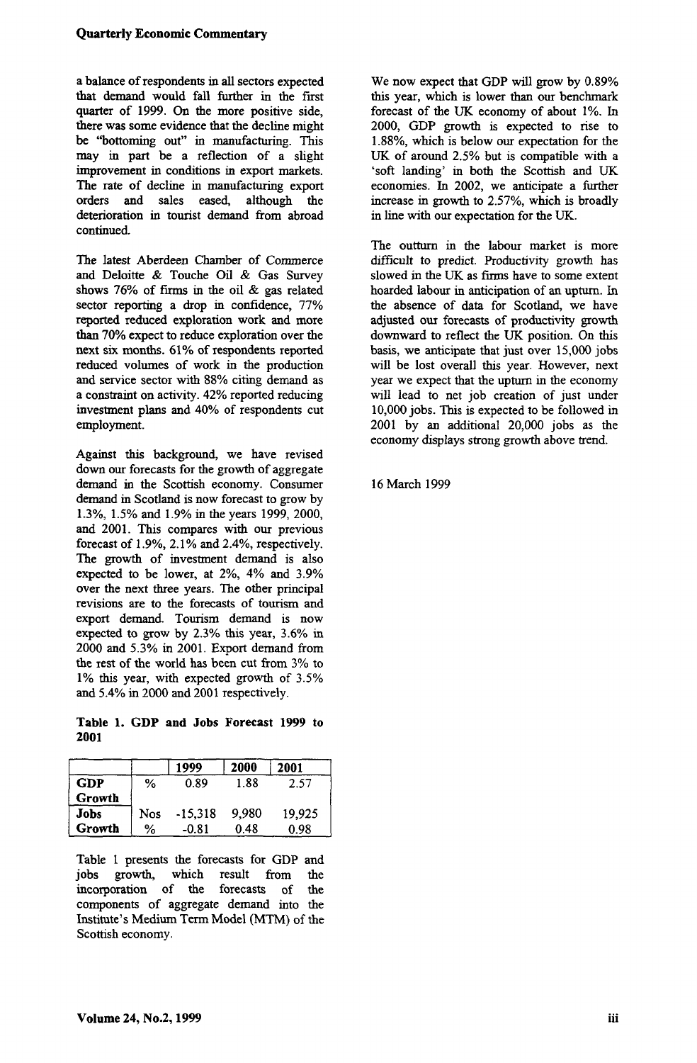a balance of respondents in all sectors expected that demand would fall further in the first quarter of 1999. On the more positive side, there was some evidence that the decline might be "bottoming out" in manufacturing. This may in part be a reflection of a slight improvement in conditions in export markets. The rate of decline in manufacturing export orders and sales eased, although the deterioration in tourist demand from abroad continued.

The latest Aberdeen Chamber of Commerce and Deloitte & Touche Oil & Gas Survey shows 76% of firms in the oil & gas related sector reporting a drop in confidence, 77% reported reduced exploration work and more than 70% expect to reduce exploration over the next six months. 61% of respondents reported reduced volumes of work in the production and service sector with 88% citing demand as a constraint on activity. 42% reported reducing investment plans and 40% of respondents cut employment.

Against this background, we have revised down our forecasts for the growth of aggregate demand in the Scottish economy. Consumer demand in Scotland is now forecast to grow by 1.3%, 1.5% and 1.9% in the years 1999, 2000, and 2001. This compares with our previous forecast of 1.9%, 2.1% and 2.4%, respectively. The growth of investment demand is also expected to be lower, at 2%, 4% and 3.9% over the next three years. The other principal revisions are to the forecasts of tourism and export demand. Tourism demand is now expected to grow by 2.3% this year, 3.6% in 2000 and 5.3% in 2001. Export demand from the rest of the world has been cut from 3% to 1% this year, with expected growth of 3.5% and 5.4% in 2000 and 2001 respectively.

**Table 1. GDP and Jobs Forecast 1999 to 2001**

| | | 1999 | 2000 | 2001 |
|---|---|---|---|---|
| **GDP Growth** | % | 0.89 | 1.88 | 2.57 |
| **Jobs** | Nos | -15,318 | 9,980 | 19,925 |
| **Growth** | % | -0.81 | 0.48 | 0.98 |

Table 1 presents the forecasts for GDP and jobs growth, which result from the incorporation of the forecasts of the components of aggregate demand into the Institute's Medium Term Model (MTM) of the Scottish economy.

We now expect that GDP will grow by 0.89% this year, which is lower than our benchmark forecast of the UK economy of about 1%. In 2000, GDP growth is expected to rise to 1.88%, which is below our expectation for the UK of around 2.5% but is compatible with a 'soft landing' in both the Scottish and UK economies. In 2002, we anticipate a further increase in growth to 2.57%, which is broadly in line with our expectation for the UK.

The outturn in the labour market is more difficult to predict. Productivity growth has slowed in the UK as firms have to some extent hoarded labour in anticipation of an upturn. In the absence of data for Scotland, we have adjusted our forecasts of productivity growth downward to reflect the UK position. On this basis, we anticipate that just over 15,000 jobs will be lost overall this year. However, next year we expect that the upturn in the economy will lead to net job creation of just under 10,000 jobs. This is expected to be followed in 2001 by an additional 20,000 jobs as the economy displays strong growth above trend.

16 March 1999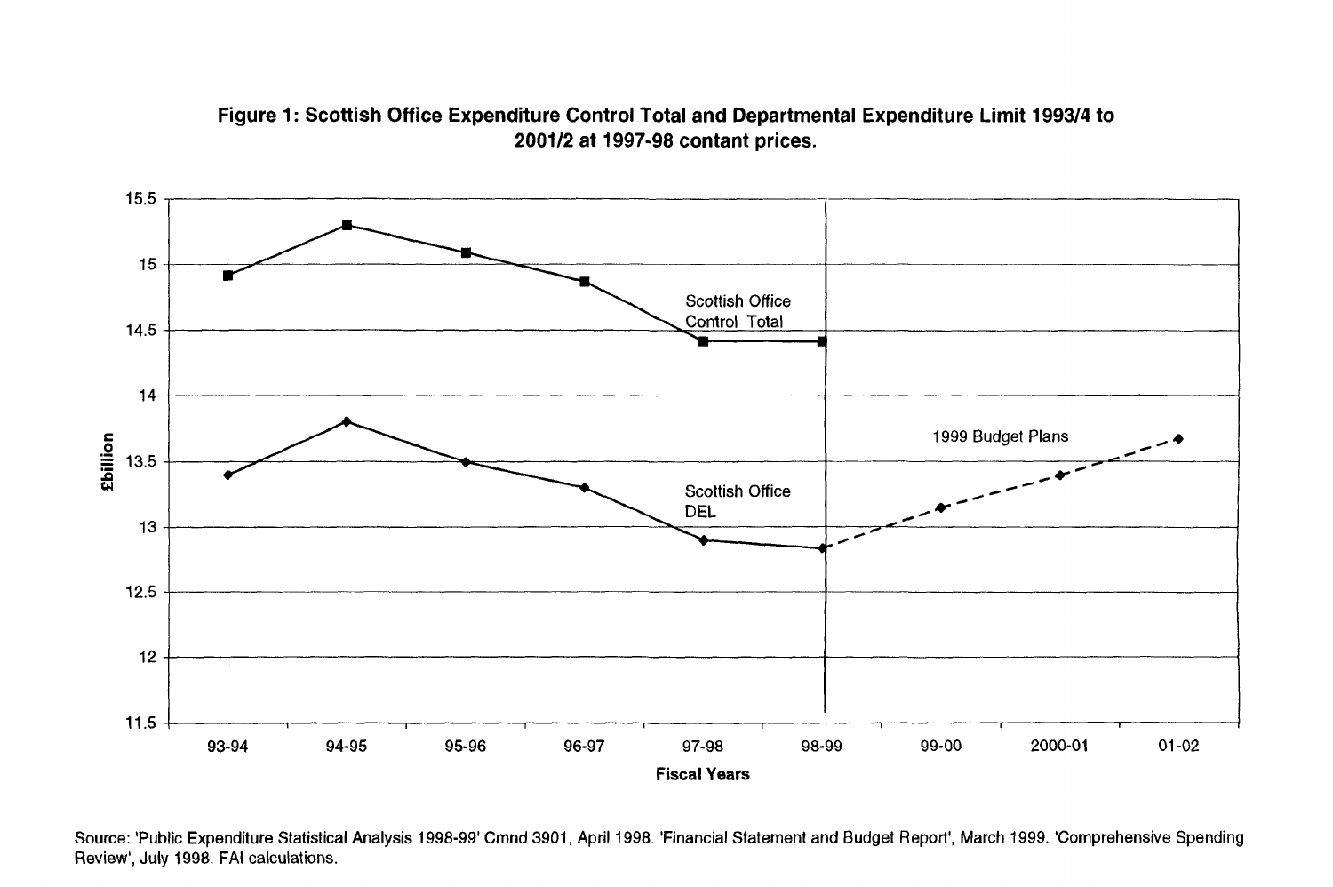**Figure 1: Scottish Office Expenditure Control Total and Departmental Expenditure Limit 1993/4 to 2001/2 at 1997-98 contant prices.**

Source: 'Public Expenditure Statistical Analysis 1998-99' Cmnd 3901, April 1998. 'Financial Statement and Budget Report', March 1999. 'Comprehensive Spending Review', July 1998. FAI calculations.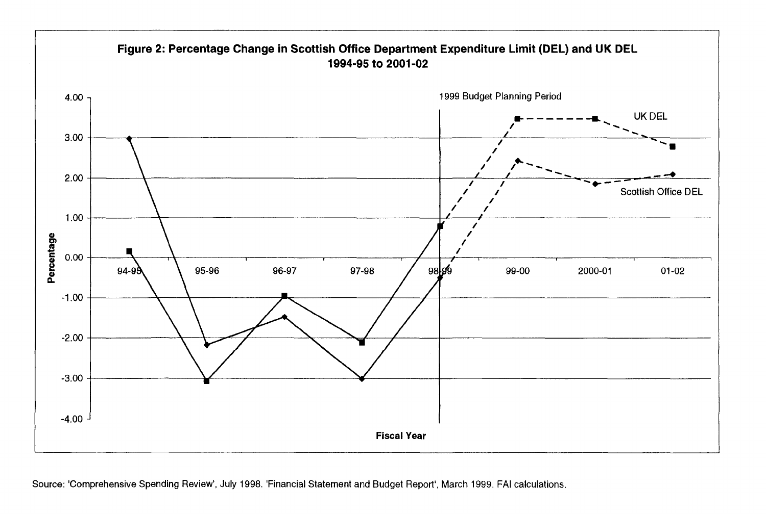**Figure 2: Percentage Change in Scottish Office Department Expenditure Limit (DEL) and UK DEL 1994-95 to 2001-02**

1999 Budget Planning Period

UK DEL

Scottish Office DEL

4.00
3.00
2.00
1.00
0.00
-1.00
-2.00
-3.00
-4.00

Percentage

94-95
95-96
96-97
97-98
98-99
99-00
2000-01
01-02

Fiscal Year

Source: 'Comprehensive Spending Review', July 1998. 'Financial Statement and Budget Report', March 1999. FAI calculations.